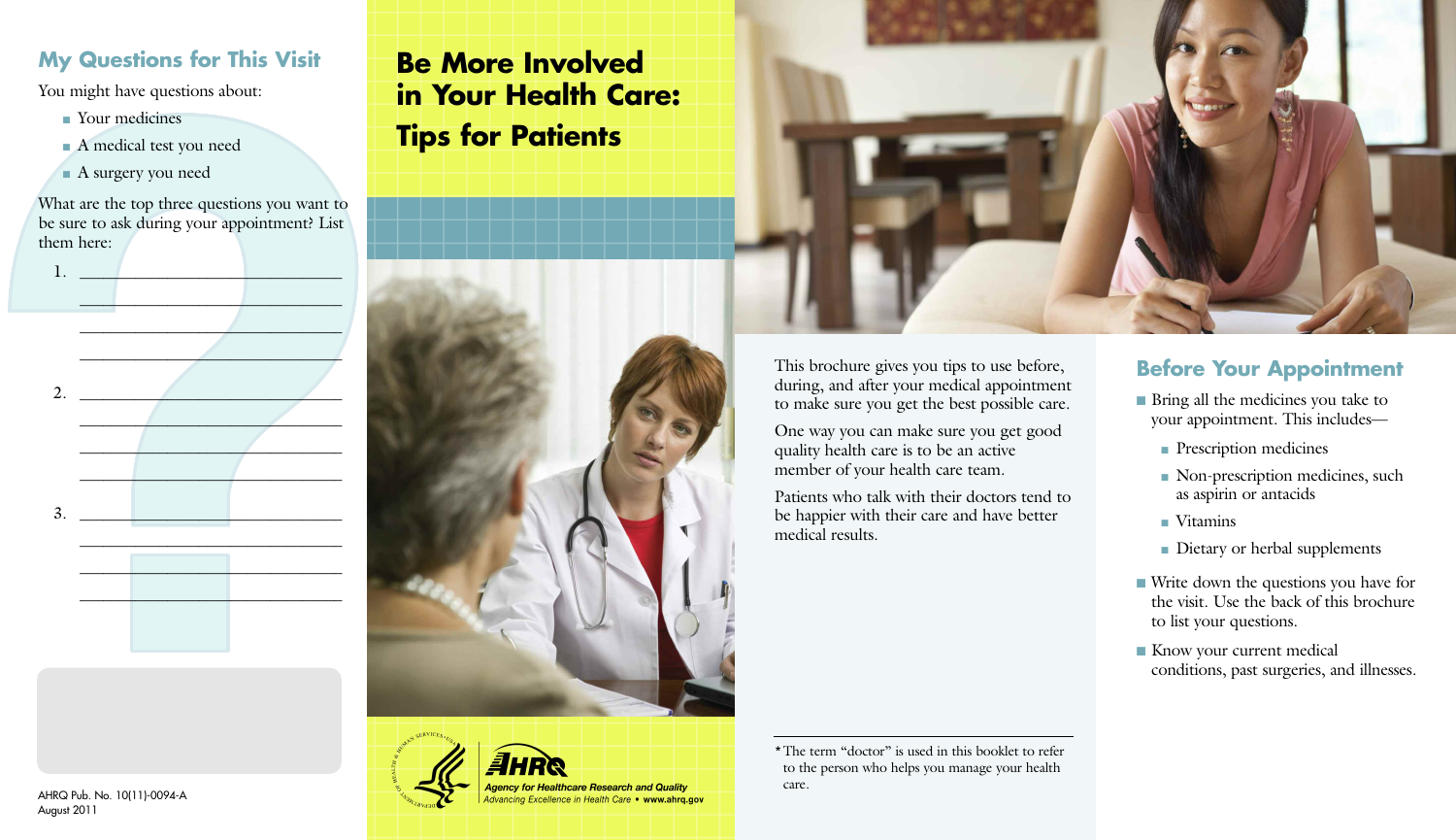## My Questions for This Visit

You might have questions about:

- Your medicines
- A medical test you need
- A surgery you need

What are the top three questions you want to be sure to ask during your appointment? List them here:

1. ______________________________
______________________________
______________________________
______________________________

2. ______________________________
______________________________
______________________________
______________________________

3. ______________________________
______________________________
______________________________
______________________________

AHRQ Pub. No. 10(11)-0094-A
August 2011

# Be More Involved in Your Health Care: Tips for Patients

AHRQ
*Agency for Healthcare Research and Quality*
*Advancing Excellence in Health Care* • **www.ahrq.gov**

This brochure gives you tips to use before, during, and after your medical appointment to make sure you get the best possible care.

One way you can make sure you get good quality health care is to be an active member of your health care team.

Patients who talk with their doctors tend to be happier with their care and have better medical results.

* The term "doctor" is used in this booklet to refer to the person who helps you manage your health care.

## Before Your Appointment

- Bring all the medicines you take to your appointment. This includes—
  - Prescription medicines
  - Non-prescription medicines, such as aspirin or antacids
  - Vitamins
  - Dietary or herbal supplements
- Write down the questions you have for the visit. Use the back of this brochure to list your questions.
- Know your current medical conditions, past surgeries, and illnesses.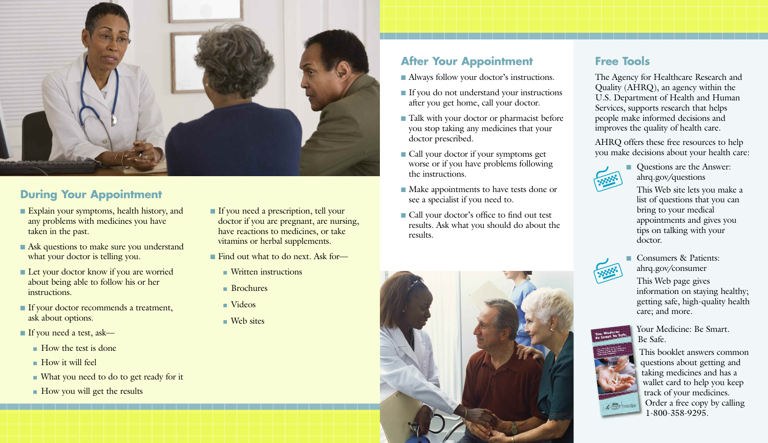## During Your Appointment

- Explain your symptoms, health history, and any problems with medicines you have taken in the past.
- Ask questions to make sure you understand what your doctor is telling you.
- Let your doctor know if you are worried about being able to follow his or her instructions.
- If your doctor recommends a treatment, ask about options.
- If you need a test, ask—
  - How the test is done
  - How it will feel
  - What you need to do to get ready for it
  - How you will get the results
- If you need a prescription, tell your doctor if you are pregnant, are nursing, have reactions to medicines, or take vitamins or herbal supplements.
- Find out what to do next. Ask for—
  - Written instructions
  - Brochures
  - Videos
  - Web sites

## After Your Appointment

- Always follow your doctor's instructions.
- If you do not understand your instructions after you get home, call your doctor.
- Talk with your doctor or pharmacist before you stop taking any medicines that your doctor prescribed.
- Call your doctor if your symptoms get worse or if you have problems following the instructions.
- Make appointments to have tests done or see a specialist if you need to.
- Call your doctor's office to find out test results. Ask what you should do about the results.

## Free Tools

The Agency for Healthcare Research and Quality (AHRQ), an agency within the U.S. Department of Health and Human Services, supports research that helps people make informed decisions and improves the quality of health care.

AHRQ offers these free resources to help you make decisions about your health care:

- Questions are the Answer: ahrq.gov/questions

  This Web site lets you make a list of questions that you can bring to your medical appointments and gives you tips on talking with your doctor.

- Consumers & Patients: ahrq.gov/consumer

  This Web page gives information on staying healthy; getting safe, high-quality health care; and more.

Your Medicine: Be Smart. Be Safe.

This booklet answers common questions about getting and taking medicines and has a wallet card to help you keep track of your medicines. Order a free copy by calling 1-800-358-9295.